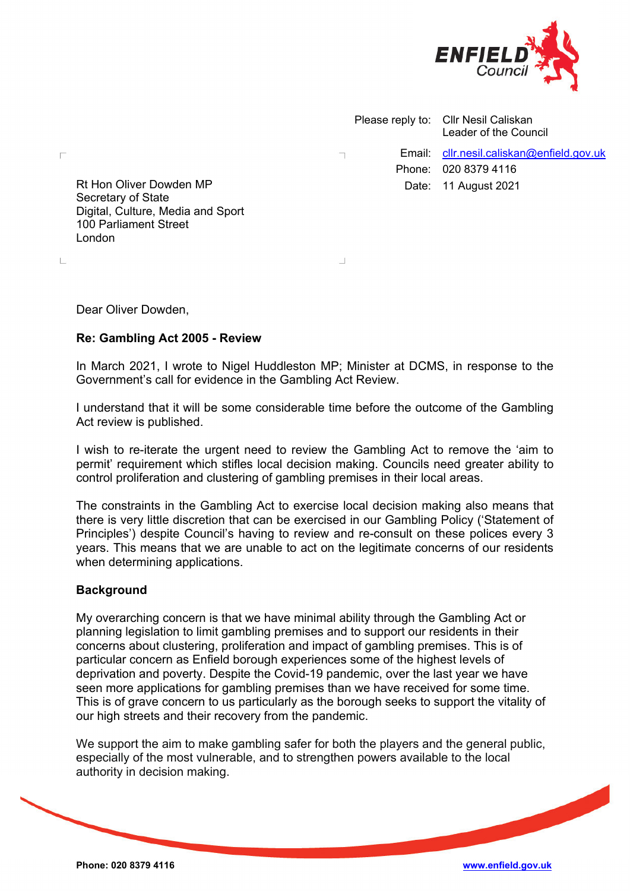Please reply to: Cllr Nesil Caliskan
Leader of the Council

Email: cllr.nesil.caliskan@enfield.gov.uk
Phone: 020 8379 4116
Date: 11 August 2021

Rt Hon Oliver Dowden MP
Secretary of State
Digital, Culture, Media and Sport
100 Parliament Street
London

Dear Oliver Dowden,

**Re: Gambling Act 2005 - Review**

In March 2021, I wrote to Nigel Huddleston MP; Minister at DCMS, in response to the Government's call for evidence in the Gambling Act Review.

I understand that it will be some considerable time before the outcome of the Gambling Act review is published.

I wish to re-iterate the urgent need to review the Gambling Act to remove the 'aim to permit' requirement which stifles local decision making. Councils need greater ability to control proliferation and clustering of gambling premises in their local areas.

The constraints in the Gambling Act to exercise local decision making also means that there is very little discretion that can be exercised in our Gambling Policy ('Statement of Principles') despite Council's having to review and re-consult on these polices every 3 years. This means that we are unable to act on the legitimate concerns of our residents when determining applications.

## Background

My overarching concern is that we have minimal ability through the Gambling Act or planning legislation to limit gambling premises and to support our residents in their concerns about clustering, proliferation and impact of gambling premises. This is of particular concern as Enfield borough experiences some of the highest levels of deprivation and poverty. Despite the Covid-19 pandemic, over the last year we have seen more applications for gambling premises than we have received for some time. This is of grave concern to us particularly as the borough seeks to support the vitality of our high streets and their recovery from the pandemic.

We support the aim to make gambling safer for both the players and the general public, especially of the most vulnerable, and to strengthen powers available to the local authority in decision making.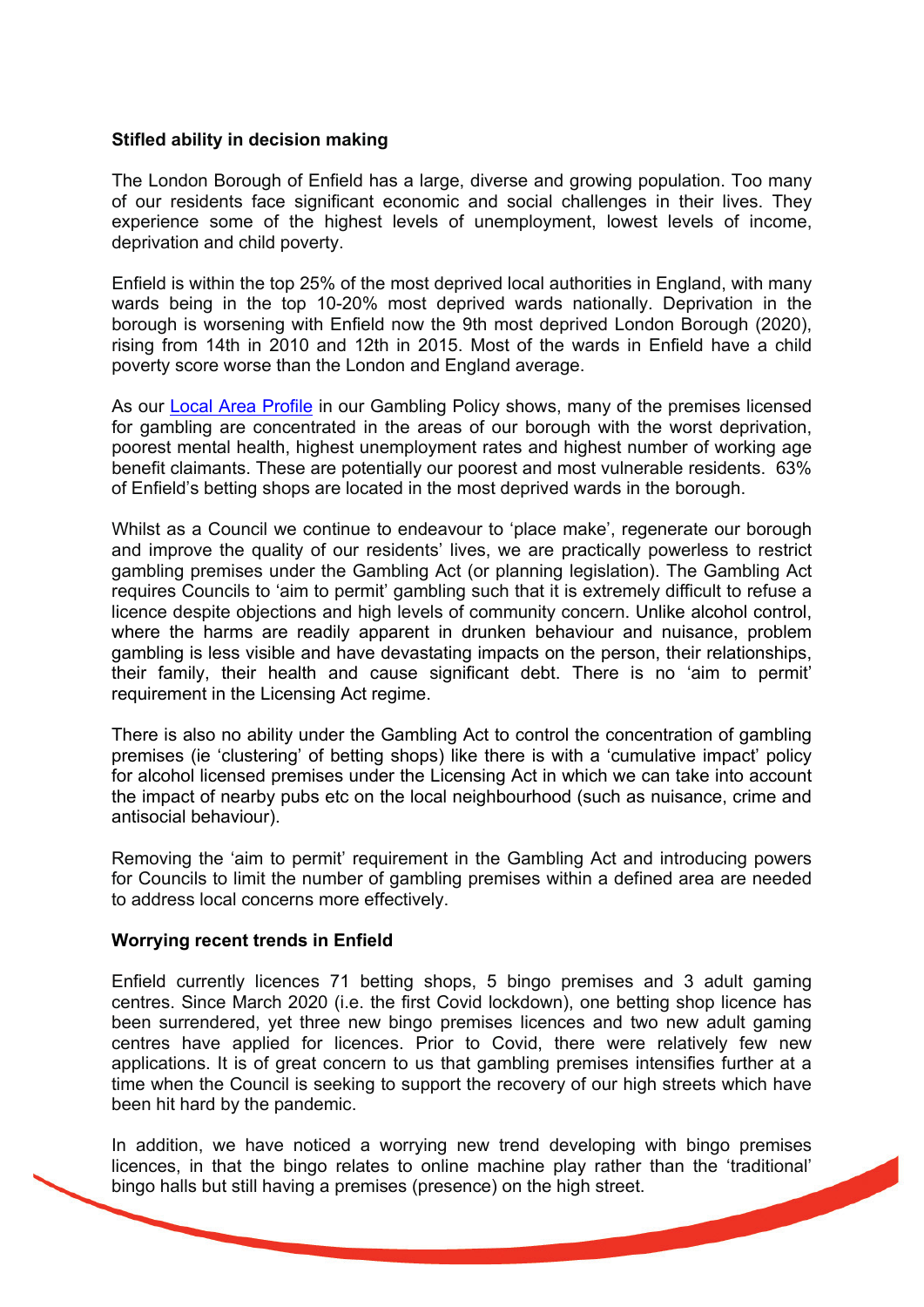**Stifled ability in decision making**

The London Borough of Enfield has a large, diverse and growing population. Too many of our residents face significant economic and social challenges in their lives. They experience some of the highest levels of unemployment, lowest levels of income, deprivation and child poverty.

Enfield is within the top 25% of the most deprived local authorities in England, with many wards being in the top 10-20% most deprived wards nationally. Deprivation in the borough is worsening with Enfield now the 9th most deprived London Borough (2020), rising from 14th in 2010 and 12th in 2015. Most of the wards in Enfield have a child poverty score worse than the London and England average.

As our Local Area Profile in our Gambling Policy shows, many of the premises licensed for gambling are concentrated in the areas of our borough with the worst deprivation, poorest mental health, highest unemployment rates and highest number of working age benefit claimants. These are potentially our poorest and most vulnerable residents. 63% of Enfield's betting shops are located in the most deprived wards in the borough.

Whilst as a Council we continue to endeavour to 'place make', regenerate our borough and improve the quality of our residents' lives, we are practically powerless to restrict gambling premises under the Gambling Act (or planning legislation). The Gambling Act requires Councils to 'aim to permit' gambling such that it is extremely difficult to refuse a licence despite objections and high levels of community concern. Unlike alcohol control, where the harms are readily apparent in drunken behaviour and nuisance, problem gambling is less visible and have devastating impacts on the person, their relationships, their family, their health and cause significant debt. There is no 'aim to permit' requirement in the Licensing Act regime.

There is also no ability under the Gambling Act to control the concentration of gambling premises (ie 'clustering' of betting shops) like there is with a 'cumulative impact' policy for alcohol licensed premises under the Licensing Act in which we can take into account the impact of nearby pubs etc on the local neighbourhood (such as nuisance, crime and antisocial behaviour).

Removing the 'aim to permit' requirement in the Gambling Act and introducing powers for Councils to limit the number of gambling premises within a defined area are needed to address local concerns more effectively.

**Worrying recent trends in Enfield**

Enfield currently licences 71 betting shops, 5 bingo premises and 3 adult gaming centres. Since March 2020 (i.e. the first Covid lockdown), one betting shop licence has been surrendered, yet three new bingo premises licences and two new adult gaming centres have applied for licences. Prior to Covid, there were relatively few new applications. It is of great concern to us that gambling premises intensifies further at a time when the Council is seeking to support the recovery of our high streets which have been hit hard by the pandemic.

In addition, we have noticed a worrying new trend developing with bingo premises licences, in that the bingo relates to online machine play rather than the 'traditional' bingo halls but still having a premises (presence) on the high street.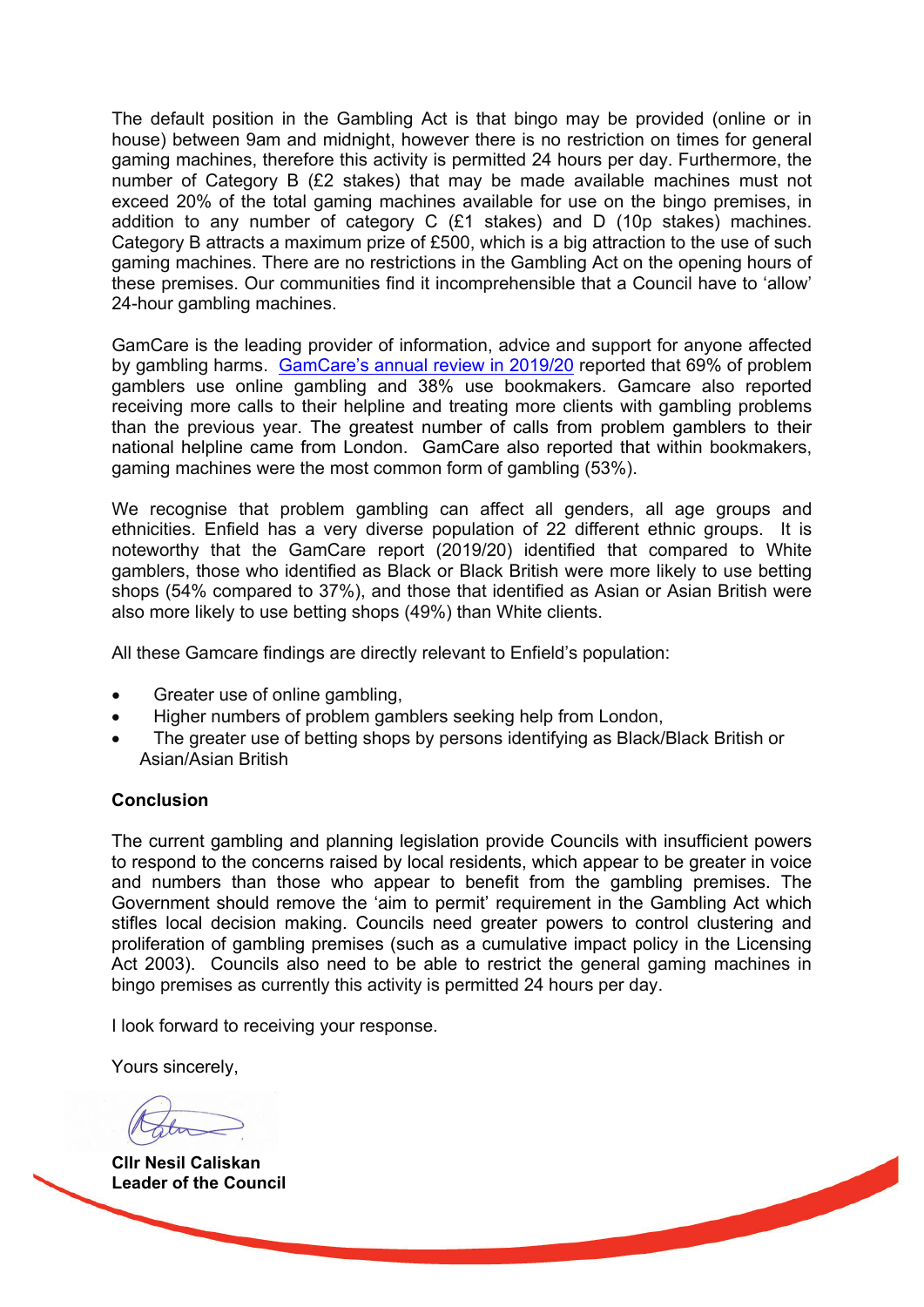The default position in the Gambling Act is that bingo may be provided (online or in house) between 9am and midnight, however there is no restriction on times for general gaming machines, therefore this activity is permitted 24 hours per day. Furthermore, the number of Category B (£2 stakes) that may be made available machines must not exceed 20% of the total gaming machines available for use on the bingo premises, in addition to any number of category C (£1 stakes) and D (10p stakes) machines. Category B attracts a maximum prize of £500, which is a big attraction to the use of such gaming machines. There are no restrictions in the Gambling Act on the opening hours of these premises. Our communities find it incomprehensible that a Council have to 'allow' 24-hour gambling machines.

GamCare is the leading provider of information, advice and support for anyone affected by gambling harms. [GamCare's annual review in 2019/20] reported that 69% of problem gamblers use online gambling and 38% use bookmakers. Gamcare also reported receiving more calls to their helpline and treating more clients with gambling problems than the previous year. The greatest number of calls from problem gamblers to their national helpline came from London. GamCare also reported that within bookmakers, gaming machines were the most common form of gambling (53%).

We recognise that problem gambling can affect all genders, all age groups and ethnicities. Enfield has a very diverse population of 22 different ethnic groups. It is noteworthy that the GamCare report (2019/20) identified that compared to White gamblers, those who identified as Black or Black British were more likely to use betting shops (54% compared to 37%), and those that identified as Asian or Asian British were also more likely to use betting shops (49%) than White clients.

All these Gamcare findings are directly relevant to Enfield's population:

- Greater use of online gambling,
- Higher numbers of problem gamblers seeking help from London,
- The greater use of betting shops by persons identifying as Black/Black British or Asian/Asian British

**Conclusion**

The current gambling and planning legislation provide Councils with insufficient powers to respond to the concerns raised by local residents, which appear to be greater in voice and numbers than those who appear to benefit from the gambling premises. The Government should remove the 'aim to permit' requirement in the Gambling Act which stifles local decision making. Councils need greater powers to control clustering and proliferation of gambling premises (such as a cumulative impact policy in the Licensing Act 2003). Councils also need to be able to restrict the general gaming machines in bingo premises as currently this activity is permitted 24 hours per day.

I look forward to receiving your response.

Yours sincerely,

**Cllr Nesil Caliskan**
**Leader of the Council**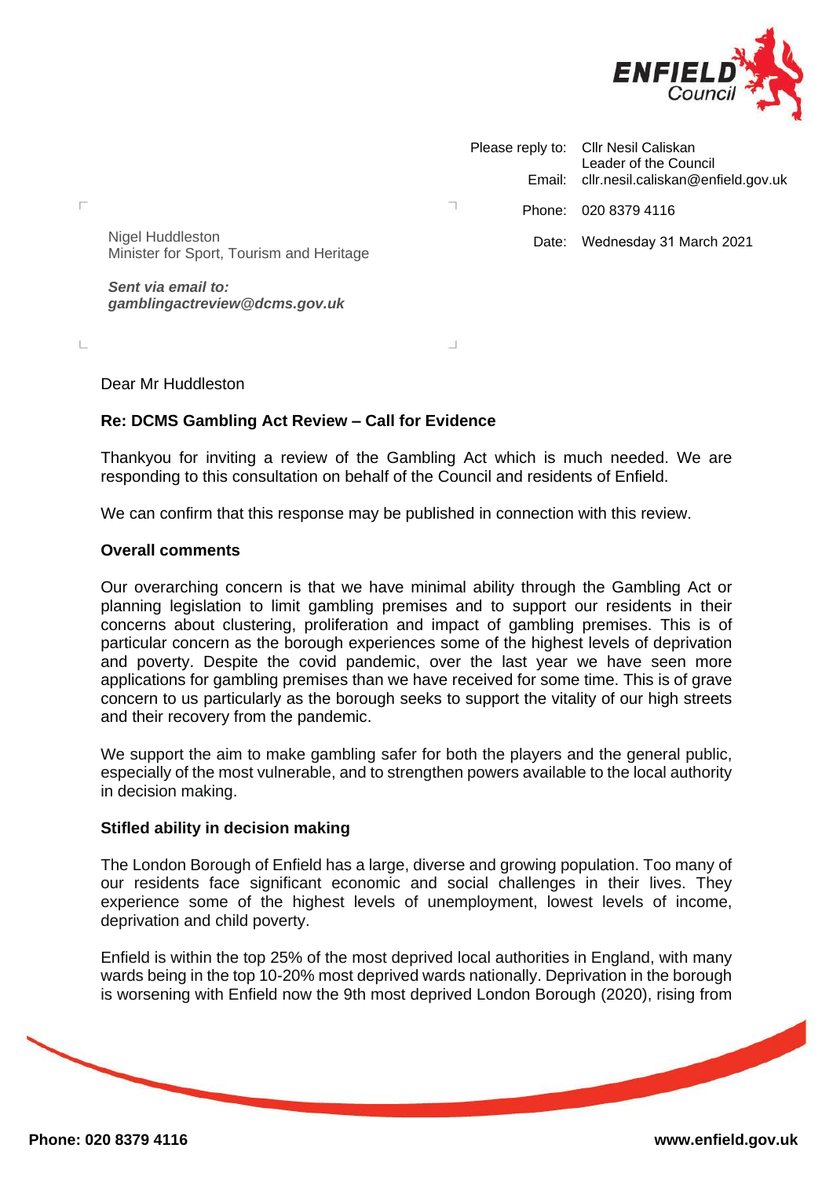Please reply to: Cllr Nesil Caliskan
Leader of the Council
Email: cllr.nesil.caliskan@enfield.gov.uk
Phone: 020 8379 4116
Date: Wednesday 31 March 2021

Nigel Huddleston
Minister for Sport, Tourism and Heritage

***Sent via email to: gamblingactreview@dcms.gov.uk***

Dear Mr Huddleston

**Re: DCMS Gambling Act Review – Call for Evidence**

Thankyou for inviting a review of the Gambling Act which is much needed. We are responding to this consultation on behalf of the Council and residents of Enfield.

We can confirm that this response may be published in connection with this review.

**Overall comments**

Our overarching concern is that we have minimal ability through the Gambling Act or planning legislation to limit gambling premises and to support our residents in their concerns about clustering, proliferation and impact of gambling premises. This is of particular concern as the borough experiences some of the highest levels of deprivation and poverty. Despite the covid pandemic, over the last year we have seen more applications for gambling premises than we have received for some time. This is of grave concern to us particularly as the borough seeks to support the vitality of our high streets and their recovery from the pandemic.

We support the aim to make gambling safer for both the players and the general public, especially of the most vulnerable, and to strengthen powers available to the local authority in decision making.

**Stifled ability in decision making**

The London Borough of Enfield has a large, diverse and growing population. Too many of our residents face significant economic and social challenges in their lives. They experience some of the highest levels of unemployment, lowest levels of income, deprivation and child poverty.

Enfield is within the top 25% of the most deprived local authorities in England, with many wards being in the top 10-20% most deprived wards nationally. Deprivation in the borough is worsening with Enfield now the 9th most deprived London Borough (2020), rising from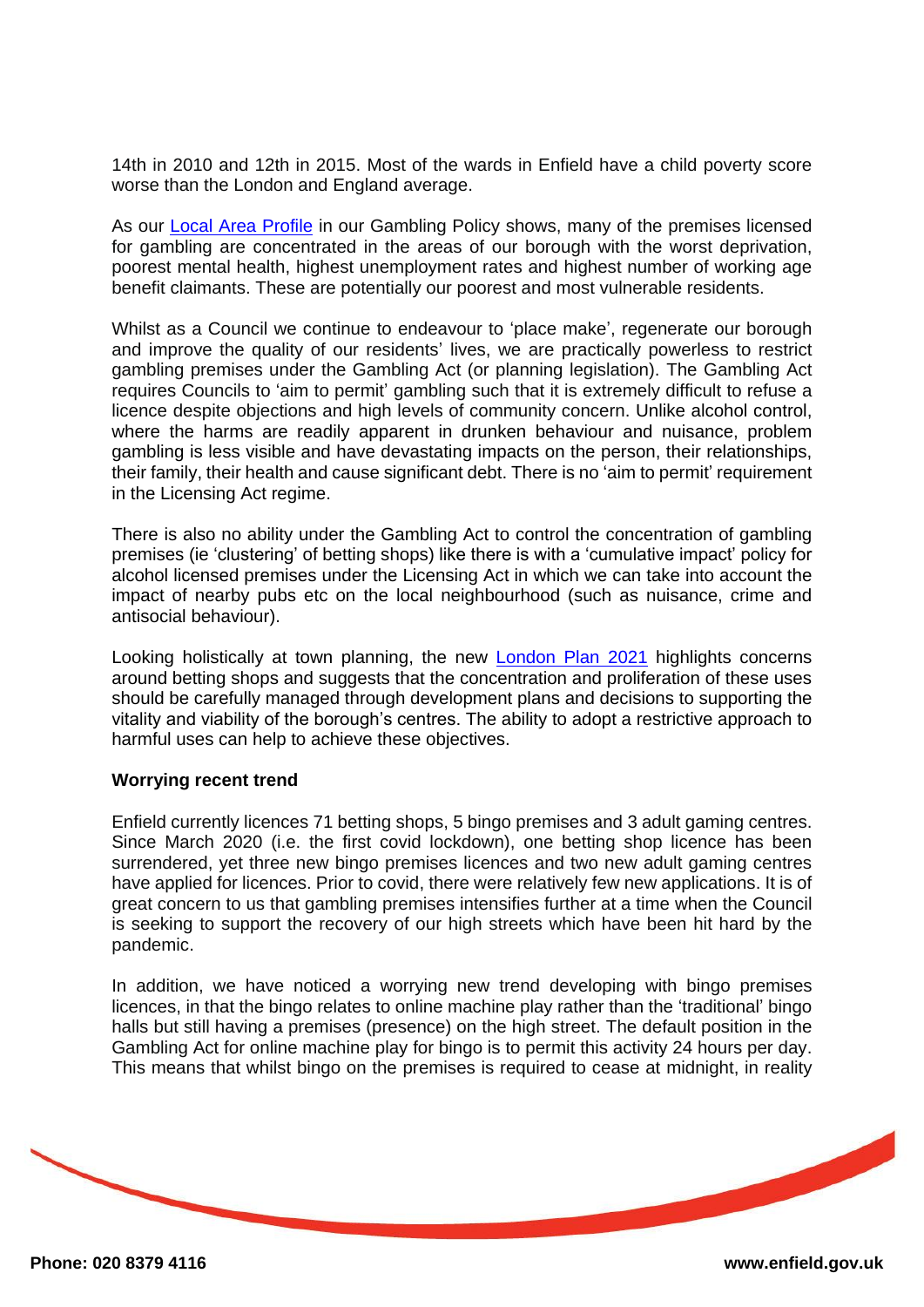14th in 2010 and 12th in 2015. Most of the wards in Enfield have a child poverty score worse than the London and England average.

As our [Local Area Profile](#) in our Gambling Policy shows, many of the premises licensed for gambling are concentrated in the areas of our borough with the worst deprivation, poorest mental health, highest unemployment rates and highest number of working age benefit claimants. These are potentially our poorest and most vulnerable residents.

Whilst as a Council we continue to endeavour to 'place make', regenerate our borough and improve the quality of our residents' lives, we are practically powerless to restrict gambling premises under the Gambling Act (or planning legislation). The Gambling Act requires Councils to 'aim to permit' gambling such that it is extremely difficult to refuse a licence despite objections and high levels of community concern. Unlike alcohol control, where the harms are readily apparent in drunken behaviour and nuisance, problem gambling is less visible and have devastating impacts on the person, their relationships, their family, their health and cause significant debt. There is no 'aim to permit' requirement in the Licensing Act regime.

There is also no ability under the Gambling Act to control the concentration of gambling premises (ie 'clustering' of betting shops) like there is with a 'cumulative impact' policy for alcohol licensed premises under the Licensing Act in which we can take into account the impact of nearby pubs etc on the local neighbourhood (such as nuisance, crime and antisocial behaviour).

Looking holistically at town planning, the new [London Plan 2021](#) highlights concerns around betting shops and suggests that the concentration and proliferation of these uses should be carefully managed through development plans and decisions to supporting the vitality and viability of the borough's centres. The ability to adopt a restrictive approach to harmful uses can help to achieve these objectives.

**Worrying recent trend**

Enfield currently licences 71 betting shops, 5 bingo premises and 3 adult gaming centres. Since March 2020 (i.e. the first covid lockdown), one betting shop licence has been surrendered, yet three new bingo premises licences and two new adult gaming centres have applied for licences. Prior to covid, there were relatively few new applications. It is of great concern to us that gambling premises intensifies further at a time when the Council is seeking to support the recovery of our high streets which have been hit hard by the pandemic.

In addition, we have noticed a worrying new trend developing with bingo premises licences, in that the bingo relates to online machine play rather than the 'traditional' bingo halls but still having a premises (presence) on the high street. The default position in the Gambling Act for online machine play for bingo is to permit this activity 24 hours per day. This means that whilst bingo on the premises is required to cease at midnight, in reality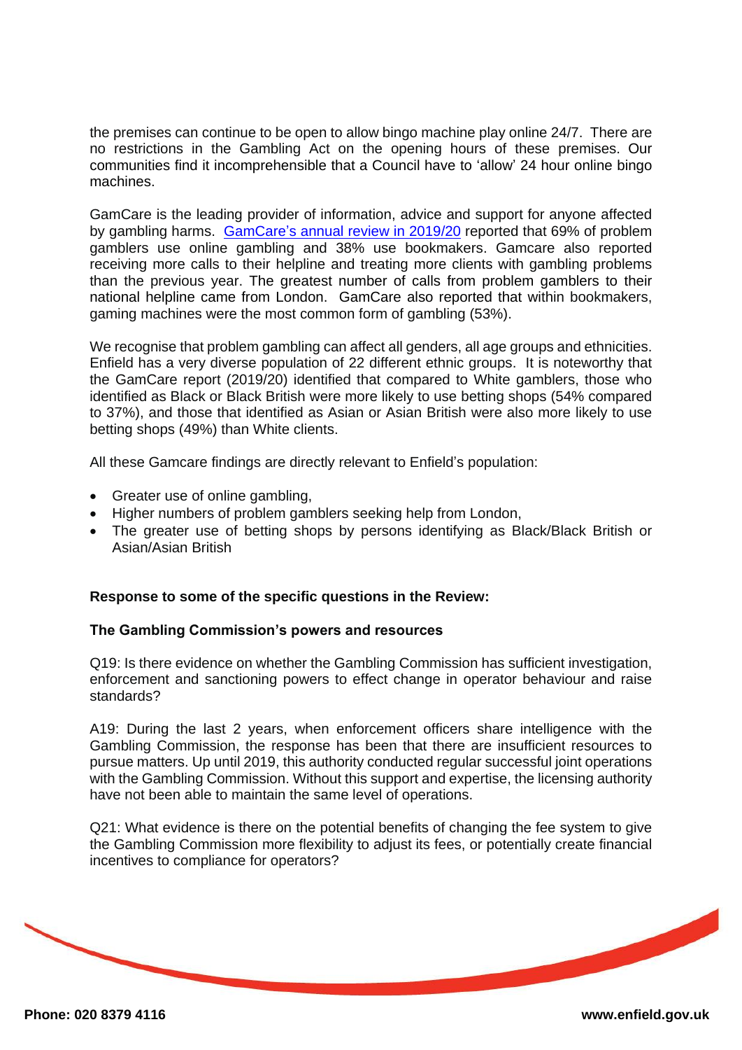the premises can continue to be open to allow bingo machine play online 24/7. There are no restrictions in the Gambling Act on the opening hours of these premises. Our communities find it incomprehensible that a Council have to 'allow' 24 hour online bingo machines.

GamCare is the leading provider of information, advice and support for anyone affected by gambling harms. [GamCare's annual review in 2019/20] reported that 69% of problem gamblers use online gambling and 38% use bookmakers. Gamcare also reported receiving more calls to their helpline and treating more clients with gambling problems than the previous year. The greatest number of calls from problem gamblers to their national helpline came from London. GamCare also reported that within bookmakers, gaming machines were the most common form of gambling (53%).

We recognise that problem gambling can affect all genders, all age groups and ethnicities. Enfield has a very diverse population of 22 different ethnic groups. It is noteworthy that the GamCare report (2019/20) identified that compared to White gamblers, those who identified as Black or Black British were more likely to use betting shops (54% compared to 37%), and those that identified as Asian or Asian British were also more likely to use betting shops (49%) than White clients.

All these Gamcare findings are directly relevant to Enfield's population:

- Greater use of online gambling,
- Higher numbers of problem gamblers seeking help from London,
- The greater use of betting shops by persons identifying as Black/Black British or Asian/Asian British

**Response to some of the specific questions in the Review:**

**The Gambling Commission's powers and resources**

Q19: Is there evidence on whether the Gambling Commission has sufficient investigation, enforcement and sanctioning powers to effect change in operator behaviour and raise standards?

A19: During the last 2 years, when enforcement officers share intelligence with the Gambling Commission, the response has been that there are insufficient resources to pursue matters. Up until 2019, this authority conducted regular successful joint operations with the Gambling Commission. Without this support and expertise, the licensing authority have not been able to maintain the same level of operations.

Q21: What evidence is there on the potential benefits of changing the fee system to give the Gambling Commission more flexibility to adjust its fees, or potentially create financial incentives to compliance for operators?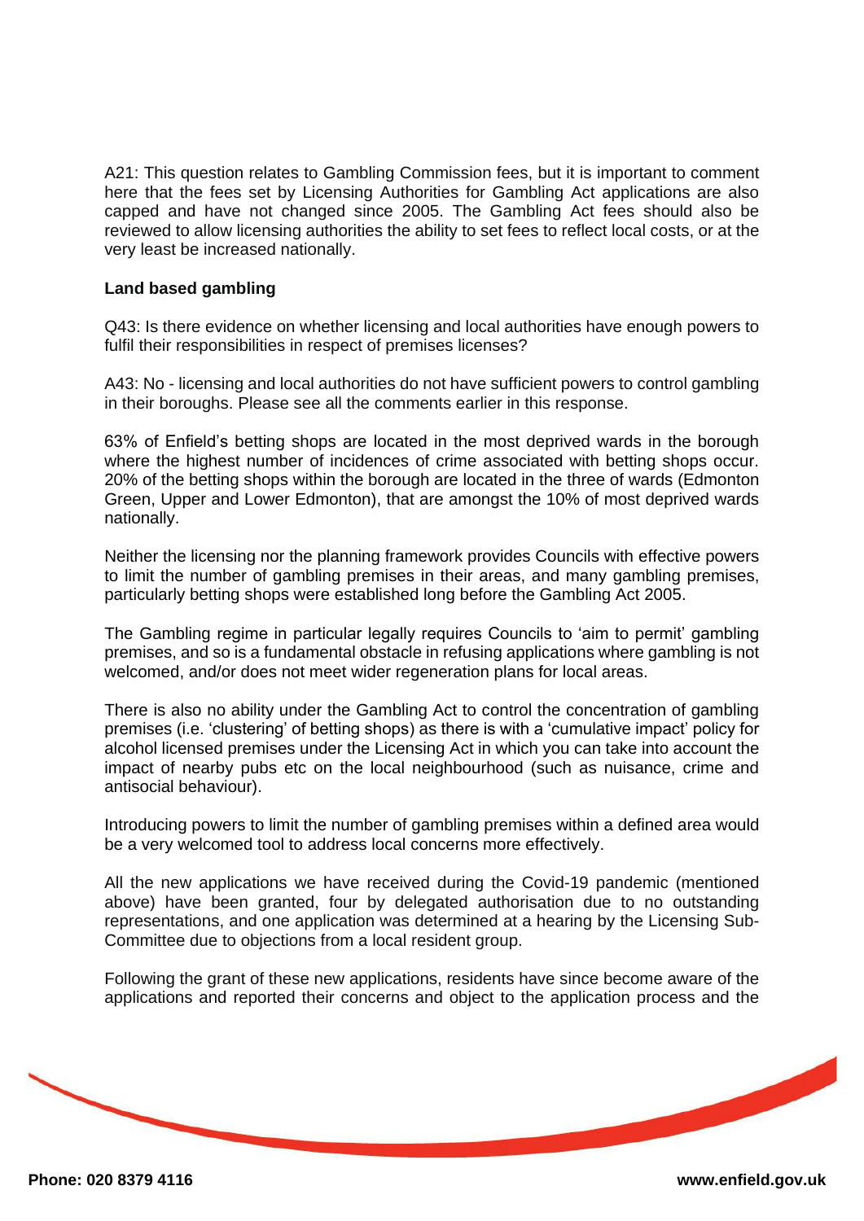A21: This question relates to Gambling Commission fees, but it is important to comment here that the fees set by Licensing Authorities for Gambling Act applications are also capped and have not changed since 2005. The Gambling Act fees should also be reviewed to allow licensing authorities the ability to set fees to reflect local costs, or at the very least be increased nationally.

**Land based gambling**

Q43: Is there evidence on whether licensing and local authorities have enough powers to fulfil their responsibilities in respect of premises licenses?

A43: No - licensing and local authorities do not have sufficient powers to control gambling in their boroughs. Please see all the comments earlier in this response.

63% of Enfield's betting shops are located in the most deprived wards in the borough where the highest number of incidences of crime associated with betting shops occur. 20% of the betting shops within the borough are located in the three of wards (Edmonton Green, Upper and Lower Edmonton), that are amongst the 10% of most deprived wards nationally.

Neither the licensing nor the planning framework provides Councils with effective powers to limit the number of gambling premises in their areas, and many gambling premises, particularly betting shops were established long before the Gambling Act 2005.

The Gambling regime in particular legally requires Councils to 'aim to permit' gambling premises, and so is a fundamental obstacle in refusing applications where gambling is not welcomed, and/or does not meet wider regeneration plans for local areas.

There is also no ability under the Gambling Act to control the concentration of gambling premises (i.e. 'clustering' of betting shops) as there is with a 'cumulative impact' policy for alcohol licensed premises under the Licensing Act in which you can take into account the impact of nearby pubs etc on the local neighbourhood (such as nuisance, crime and antisocial behaviour).

Introducing powers to limit the number of gambling premises within a defined area would be a very welcomed tool to address local concerns more effectively.

All the new applications we have received during the Covid-19 pandemic (mentioned above) have been granted, four by delegated authorisation due to no outstanding representations, and one application was determined at a hearing by the Licensing Sub-Committee due to objections from a local resident group.

Following the grant of these new applications, residents have since become aware of the applications and reported their concerns and object to the application process and the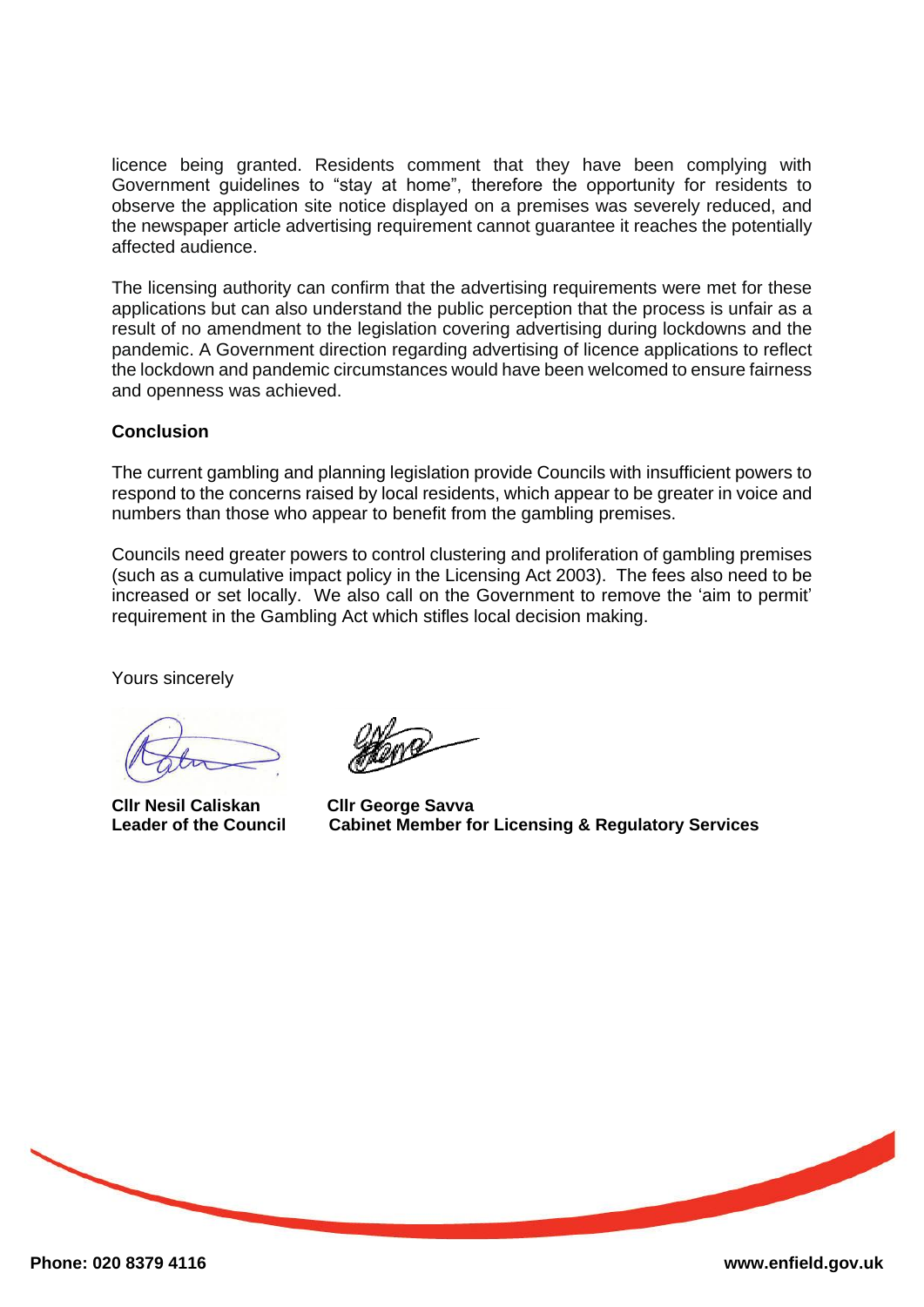licence being granted. Residents comment that they have been complying with Government guidelines to "stay at home", therefore the opportunity for residents to observe the application site notice displayed on a premises was severely reduced, and the newspaper article advertising requirement cannot guarantee it reaches the potentially affected audience.

The licensing authority can confirm that the advertising requirements were met for these applications but can also understand the public perception that the process is unfair as a result of no amendment to the legislation covering advertising during lockdowns and the pandemic. A Government direction regarding advertising of licence applications to reflect the lockdown and pandemic circumstances would have been welcomed to ensure fairness and openness was achieved.

**Conclusion**

The current gambling and planning legislation provide Councils with insufficient powers to respond to the concerns raised by local residents, which appear to be greater in voice and numbers than those who appear to benefit from the gambling premises.

Councils need greater powers to control clustering and proliferation of gambling premises (such as a cumulative impact policy in the Licensing Act 2003). The fees also need to be increased or set locally. We also call on the Government to remove the 'aim to permit' requirement in the Gambling Act which stifles local decision making.

Yours sincerely

**Cllr Nesil Caliskan**
**Leader of the Council**

**Cllr George Savva**
**Cabinet Member for Licensing & Regulatory Services**

**Phone: 020 8379 4116** **www.enfield.gov.uk**